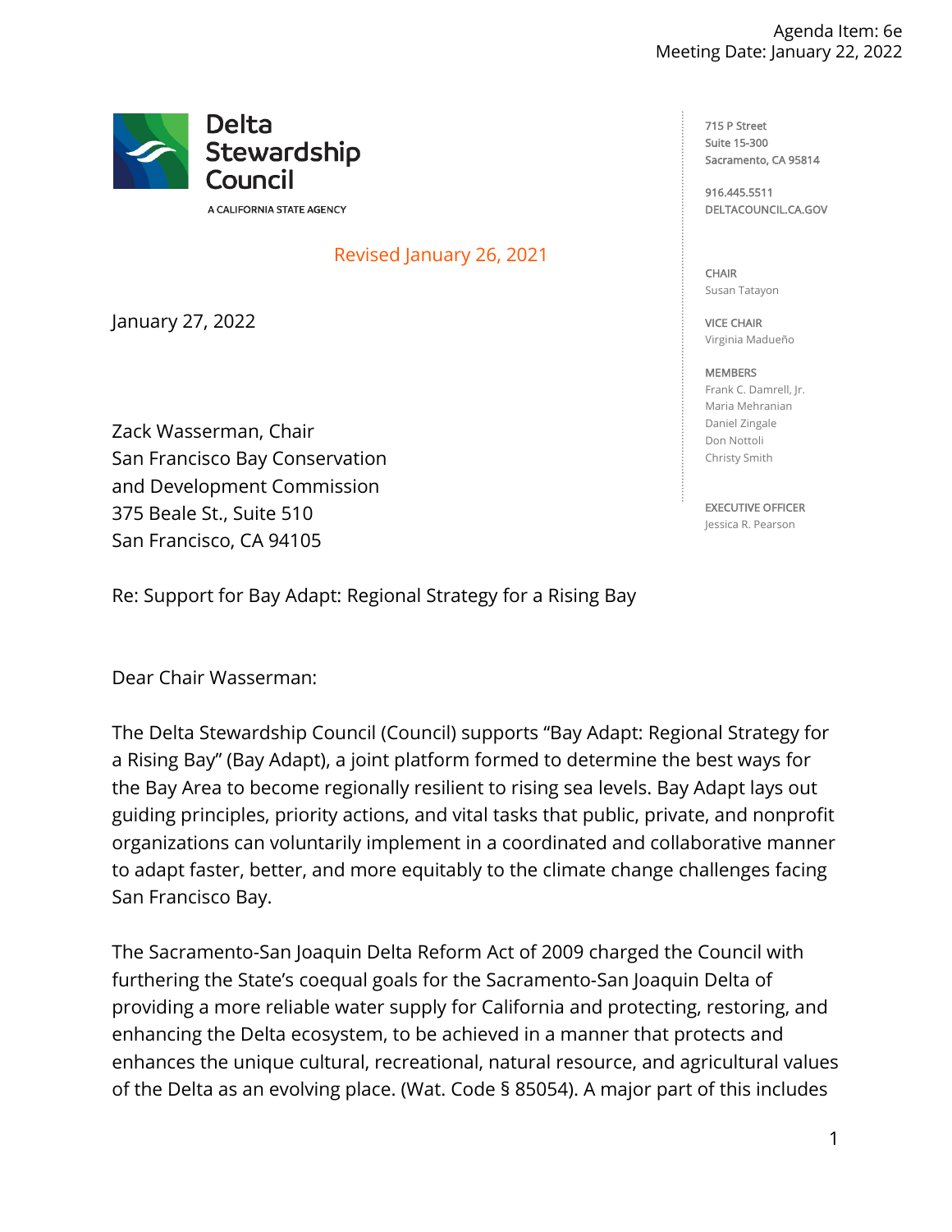Agenda Item: 6e
Meeting Date: January 22, 2022

Delta Stewardship Council
A CALIFORNIA STATE AGENCY

715 P Street
Suite 15-300
Sacramento, CA 95814

916.445.5511
DELTACOUNCIL.CA.GOV

CHAIR
Susan Tatayon

VICE CHAIR
Virginia Madueño

MEMBERS
Frank C. Damrell, Jr.
Maria Mehranian
Daniel Zingale
Don Nottoli
Christy Smith

EXECUTIVE OFFICER
Jessica R. Pearson

Revised January 26, 2021

January 27, 2022

Zack Wasserman, Chair
San Francisco Bay Conservation
and Development Commission
375 Beale St., Suite 510
San Francisco, CA 94105

Re: Support for Bay Adapt: Regional Strategy for a Rising Bay

Dear Chair Wasserman:

The Delta Stewardship Council (Council) supports "Bay Adapt: Regional Strategy for a Rising Bay" (Bay Adapt), a joint platform formed to determine the best ways for the Bay Area to become regionally resilient to rising sea levels. Bay Adapt lays out guiding principles, priority actions, and vital tasks that public, private, and nonprofit organizations can voluntarily implement in a coordinated and collaborative manner to adapt faster, better, and more equitably to the climate change challenges facing San Francisco Bay.

The Sacramento-San Joaquin Delta Reform Act of 2009 charged the Council with furthering the State's coequal goals for the Sacramento-San Joaquin Delta of providing a more reliable water supply for California and protecting, restoring, and enhancing the Delta ecosystem, to be achieved in a manner that protects and enhances the unique cultural, recreational, natural resource, and agricultural values of the Delta as an evolving place. (Wat. Code § 85054). A major part of this includes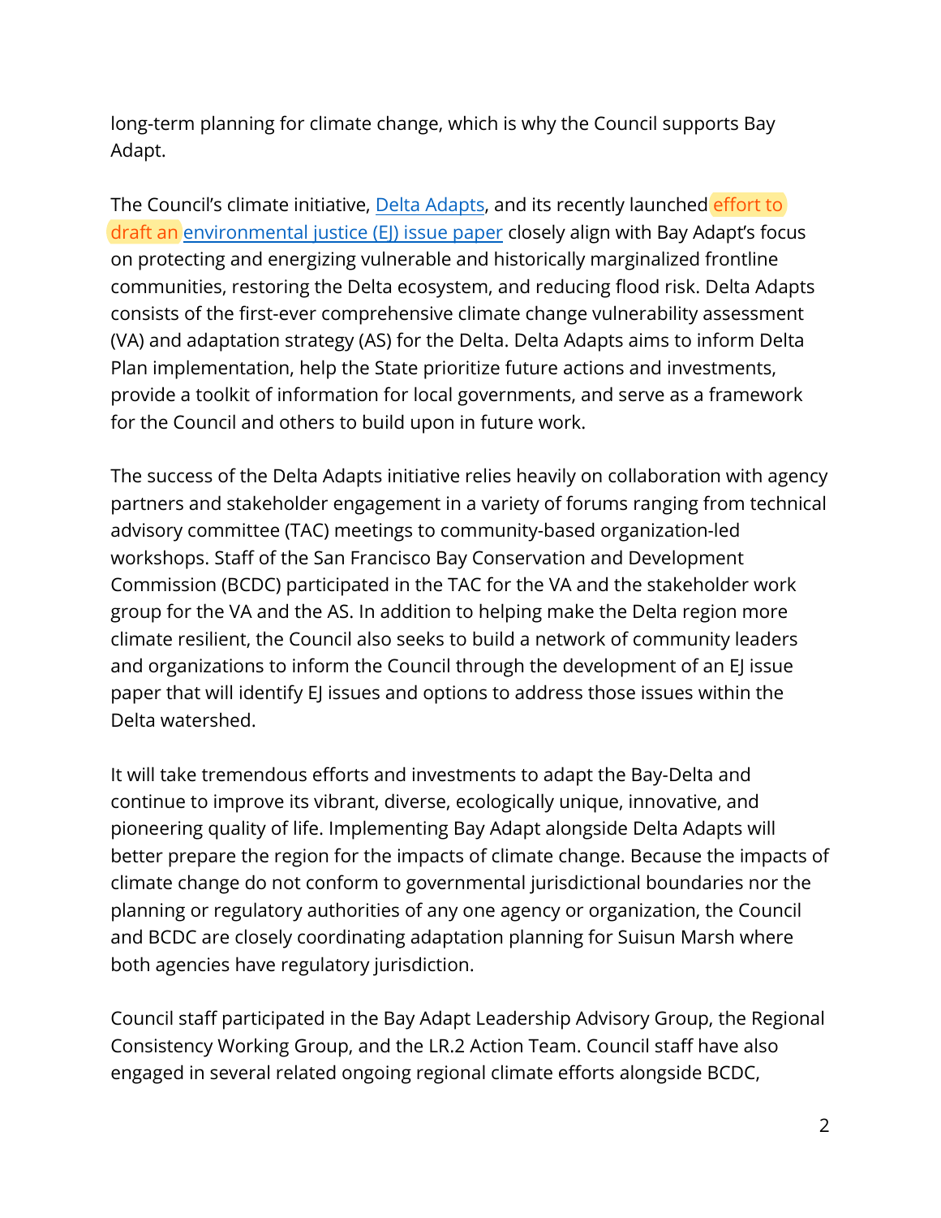long-term planning for climate change, which is why the Council supports Bay Adapt.

The Council's climate initiative, Delta Adapts, and its recently launched effort to draft an environmental justice (EJ) issue paper closely align with Bay Adapt's focus on protecting and energizing vulnerable and historically marginalized frontline communities, restoring the Delta ecosystem, and reducing flood risk. Delta Adapts consists of the first-ever comprehensive climate change vulnerability assessment (VA) and adaptation strategy (AS) for the Delta. Delta Adapts aims to inform Delta Plan implementation, help the State prioritize future actions and investments, provide a toolkit of information for local governments, and serve as a framework for the Council and others to build upon in future work.

The success of the Delta Adapts initiative relies heavily on collaboration with agency partners and stakeholder engagement in a variety of forums ranging from technical advisory committee (TAC) meetings to community-based organization-led workshops. Staff of the San Francisco Bay Conservation and Development Commission (BCDC) participated in the TAC for the VA and the stakeholder work group for the VA and the AS. In addition to helping make the Delta region more climate resilient, the Council also seeks to build a network of community leaders and organizations to inform the Council through the development of an EJ issue paper that will identify EJ issues and options to address those issues within the Delta watershed.

It will take tremendous efforts and investments to adapt the Bay-Delta and continue to improve its vibrant, diverse, ecologically unique, innovative, and pioneering quality of life. Implementing Bay Adapt alongside Delta Adapts will better prepare the region for the impacts of climate change. Because the impacts of climate change do not conform to governmental jurisdictional boundaries nor the planning or regulatory authorities of any one agency or organization, the Council and BCDC are closely coordinating adaptation planning for Suisun Marsh where both agencies have regulatory jurisdiction.

Council staff participated in the Bay Adapt Leadership Advisory Group, the Regional Consistency Working Group, and the LR.2 Action Team. Council staff have also engaged in several related ongoing regional climate efforts alongside BCDC,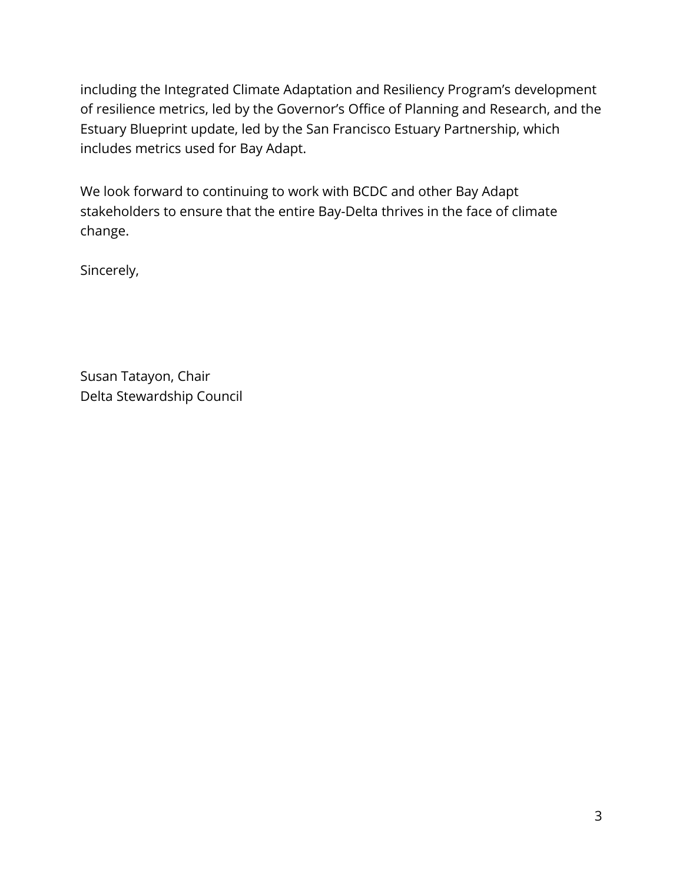including the Integrated Climate Adaptation and Resiliency Program's development of resilience metrics, led by the Governor's Office of Planning and Research, and the Estuary Blueprint update, led by the San Francisco Estuary Partnership, which includes metrics used for Bay Adapt.

We look forward to continuing to work with BCDC and other Bay Adapt stakeholders to ensure that the entire Bay-Delta thrives in the face of climate change.

Sincerely,

Susan Tatayon, Chair
Delta Stewardship Council